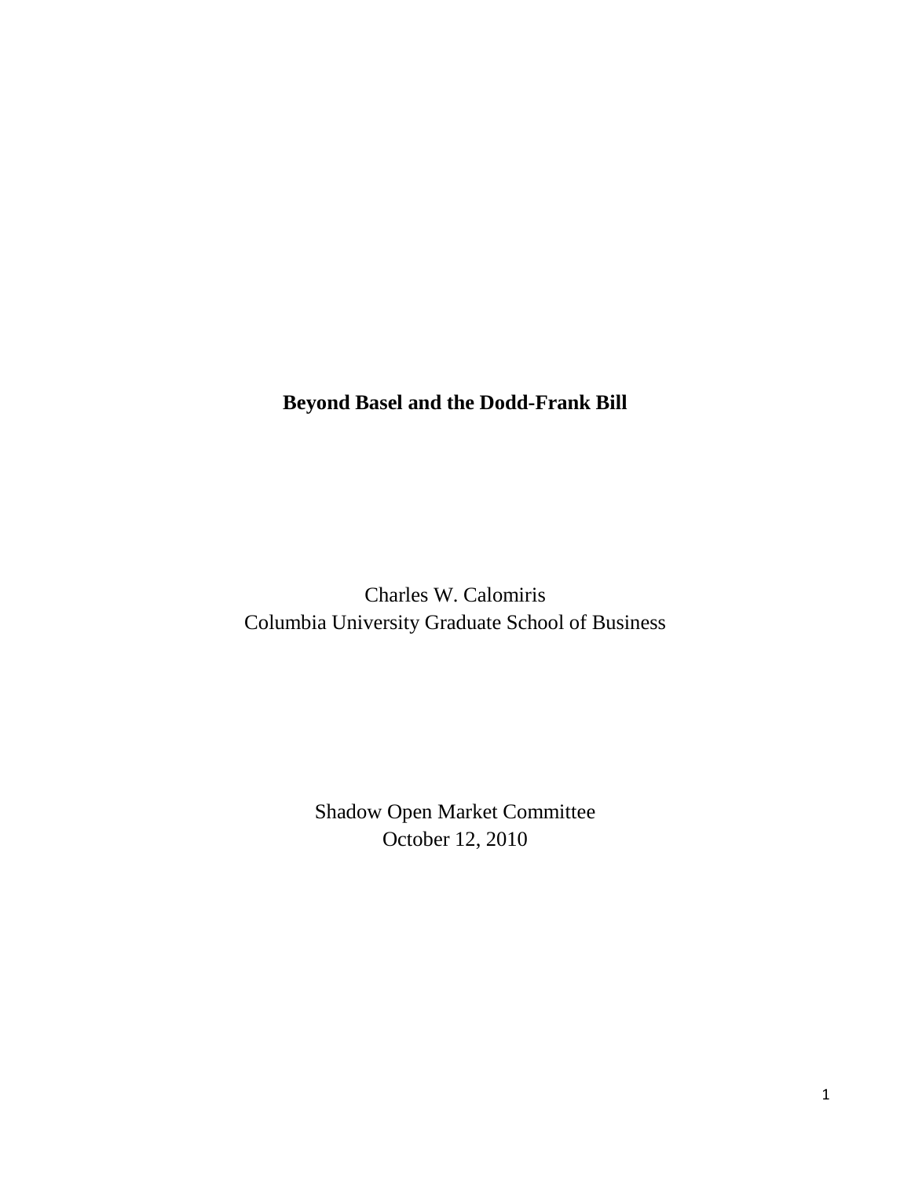# Beyond Basel and the Dodd-Frank Bill

Charles W. Calomiris
Columbia University Graduate School of Business

Shadow Open Market Committee
October 12, 2010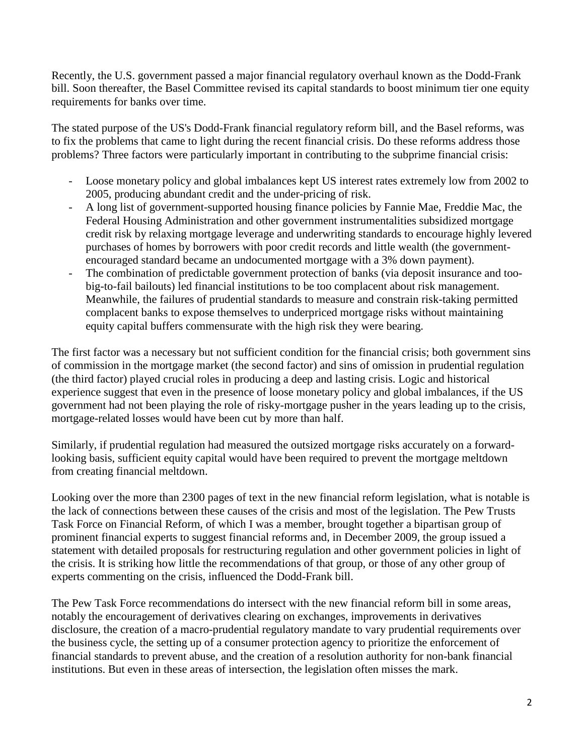Recently, the U.S. government passed a major financial regulatory overhaul known as the Dodd-Frank bill. Soon thereafter, the Basel Committee revised its capital standards to boost minimum tier one equity requirements for banks over time.

The stated purpose of the US's Dodd-Frank financial regulatory reform bill, and the Basel reforms, was to fix the problems that came to light during the recent financial crisis. Do these reforms address those problems? Three factors were particularly important in contributing to the subprime financial crisis:

- Loose monetary policy and global imbalances kept US interest rates extremely low from 2002 to 2005, producing abundant credit and the under-pricing of risk.
- A long list of government-supported housing finance policies by Fannie Mae, Freddie Mac, the Federal Housing Administration and other government instrumentalities subsidized mortgage credit risk by relaxing mortgage leverage and underwriting standards to encourage highly levered purchases of homes by borrowers with poor credit records and little wealth (the government-encouraged standard became an undocumented mortgage with a 3% down payment).
- The combination of predictable government protection of banks (via deposit insurance and too-big-to-fail bailouts) led financial institutions to be too complacent about risk management. Meanwhile, the failures of prudential standards to measure and constrain risk-taking permitted complacent banks to expose themselves to underpriced mortgage risks without maintaining equity capital buffers commensurate with the high risk they were bearing.

The first factor was a necessary but not sufficient condition for the financial crisis; both government sins of commission in the mortgage market (the second factor) and sins of omission in prudential regulation (the third factor) played crucial roles in producing a deep and lasting crisis. Logic and historical experience suggest that even in the presence of loose monetary policy and global imbalances, if the US government had not been playing the role of risky-mortgage pusher in the years leading up to the crisis, mortgage-related losses would have been cut by more than half.

Similarly, if prudential regulation had measured the outsized mortgage risks accurately on a forward-looking basis, sufficient equity capital would have been required to prevent the mortgage meltdown from creating financial meltdown.

Looking over the more than 2300 pages of text in the new financial reform legislation, what is notable is the lack of connections between these causes of the crisis and most of the legislation. The Pew Trusts Task Force on Financial Reform, of which I was a member, brought together a bipartisan group of prominent financial experts to suggest financial reforms and, in December 2009, the group issued a statement with detailed proposals for restructuring regulation and other government policies in light of the crisis. It is striking how little the recommendations of that group, or those of any other group of experts commenting on the crisis, influenced the Dodd-Frank bill.

The Pew Task Force recommendations do intersect with the new financial reform bill in some areas, notably the encouragement of derivatives clearing on exchanges, improvements in derivatives disclosure, the creation of a macro-prudential regulatory mandate to vary prudential requirements over the business cycle, the setting up of a consumer protection agency to prioritize the enforcement of financial standards to prevent abuse, and the creation of a resolution authority for non-bank financial institutions. But even in these areas of intersection, the legislation often misses the mark.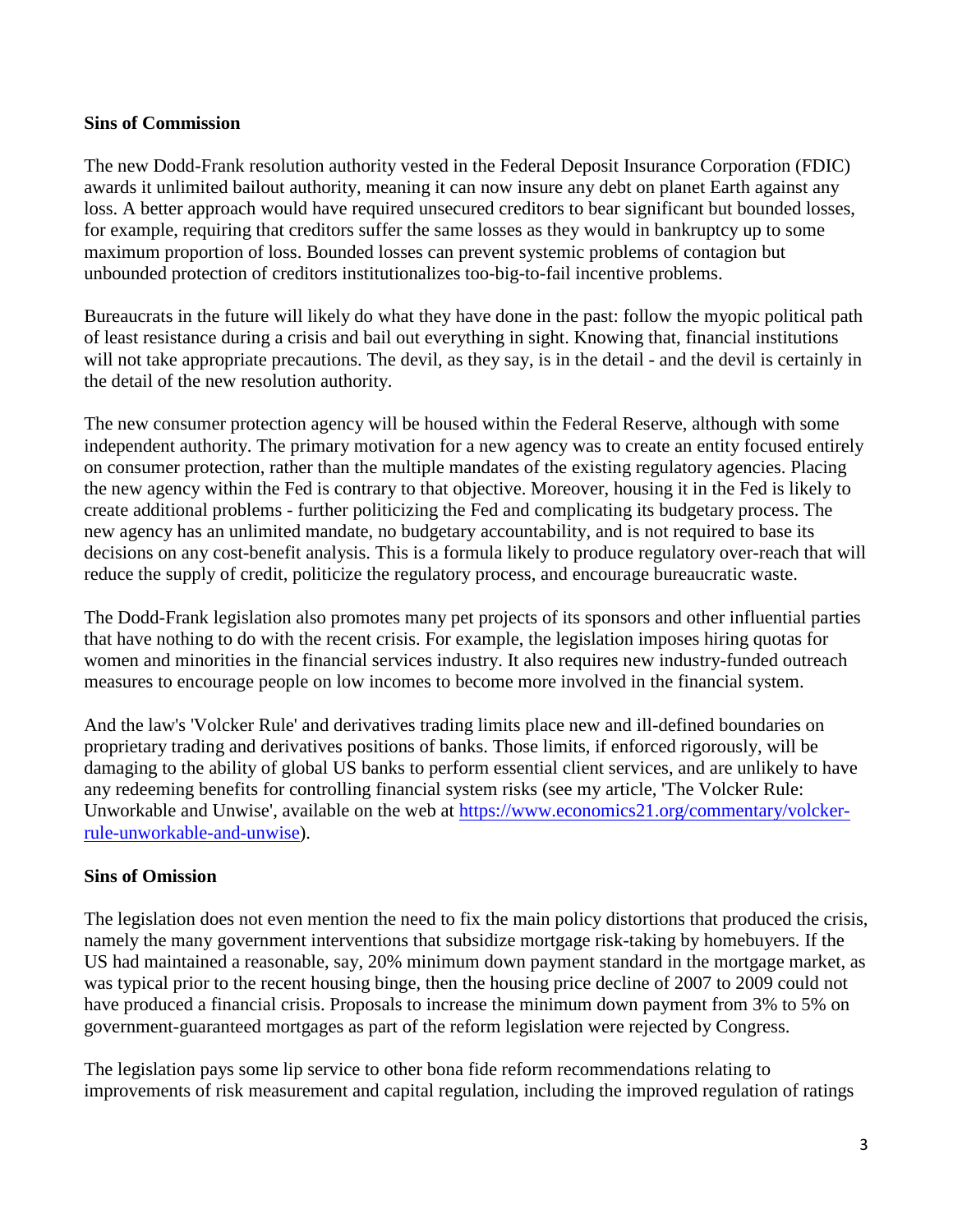**Sins of Commission**

The new Dodd-Frank resolution authority vested in the Federal Deposit Insurance Corporation (FDIC) awards it unlimited bailout authority, meaning it can now insure any debt on planet Earth against any loss. A better approach would have required unsecured creditors to bear significant but bounded losses, for example, requiring that creditors suffer the same losses as they would in bankruptcy up to some maximum proportion of loss. Bounded losses can prevent systemic problems of contagion but unbounded protection of creditors institutionalizes too-big-to-fail incentive problems.

Bureaucrats in the future will likely do what they have done in the past: follow the myopic political path of least resistance during a crisis and bail out everything in sight. Knowing that, financial institutions will not take appropriate precautions. The devil, as they say, is in the detail - and the devil is certainly in the detail of the new resolution authority.

The new consumer protection agency will be housed within the Federal Reserve, although with some independent authority. The primary motivation for a new agency was to create an entity focused entirely on consumer protection, rather than the multiple mandates of the existing regulatory agencies. Placing the new agency within the Fed is contrary to that objective. Moreover, housing it in the Fed is likely to create additional problems - further politicizing the Fed and complicating its budgetary process. The new agency has an unlimited mandate, no budgetary accountability, and is not required to base its decisions on any cost-benefit analysis. This is a formula likely to produce regulatory over-reach that will reduce the supply of credit, politicize the regulatory process, and encourage bureaucratic waste.

The Dodd-Frank legislation also promotes many pet projects of its sponsors and other influential parties that have nothing to do with the recent crisis. For example, the legislation imposes hiring quotas for women and minorities in the financial services industry. It also requires new industry-funded outreach measures to encourage people on low incomes to become more involved in the financial system.

And the law's 'Volcker Rule' and derivatives trading limits place new and ill-defined boundaries on proprietary trading and derivatives positions of banks. Those limits, if enforced rigorously, will be damaging to the ability of global US banks to perform essential client services, and are unlikely to have any redeeming benefits for controlling financial system risks (see my article, 'The Volcker Rule: Unworkable and Unwise', available on the web at [https://www.economics21.org/commentary/volcker-rule-unworkable-and-unwise](https://www.economics21.org/commentary/volcker-rule-unworkable-and-unwise)).

**Sins of Omission**

The legislation does not even mention the need to fix the main policy distortions that produced the crisis, namely the many government interventions that subsidize mortgage risk-taking by homebuyers. If the US had maintained a reasonable, say, 20% minimum down payment standard in the mortgage market, as was typical prior to the recent housing binge, then the housing price decline of 2007 to 2009 could not have produced a financial crisis. Proposals to increase the minimum down payment from 3% to 5% on government-guaranteed mortgages as part of the reform legislation were rejected by Congress.

The legislation pays some lip service to other bona fide reform recommendations relating to improvements of risk measurement and capital regulation, including the improved regulation of ratings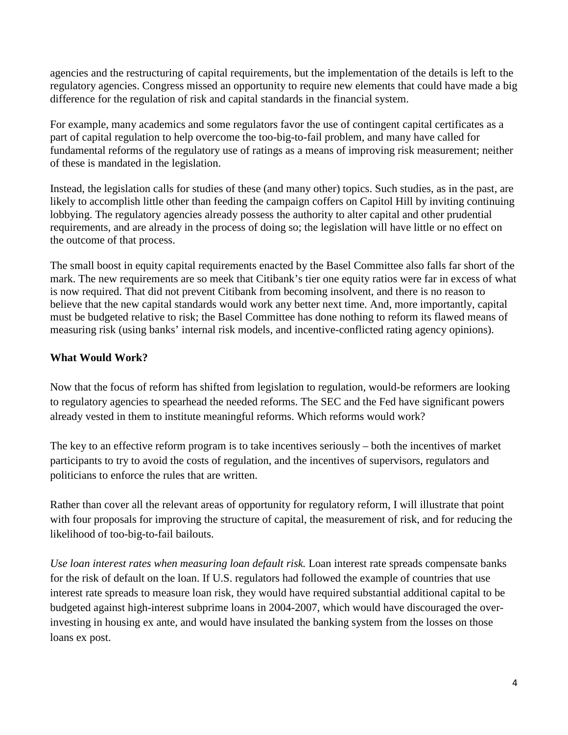agencies and the restructuring of capital requirements, but the implementation of the details is left to the regulatory agencies. Congress missed an opportunity to require new elements that could have made a big difference for the regulation of risk and capital standards in the financial system.

For example, many academics and some regulators favor the use of contingent capital certificates as a part of capital regulation to help overcome the too-big-to-fail problem, and many have called for fundamental reforms of the regulatory use of ratings as a means of improving risk measurement; neither of these is mandated in the legislation.

Instead, the legislation calls for studies of these (and many other) topics. Such studies, as in the past, are likely to accomplish little other than feeding the campaign coffers on Capitol Hill by inviting continuing lobbying. The regulatory agencies already possess the authority to alter capital and other prudential requirements, and are already in the process of doing so; the legislation will have little or no effect on the outcome of that process.

The small boost in equity capital requirements enacted by the Basel Committee also falls far short of the mark. The new requirements are so meek that Citibank's tier one equity ratios were far in excess of what is now required. That did not prevent Citibank from becoming insolvent, and there is no reason to believe that the new capital standards would work any better next time. And, more importantly, capital must be budgeted relative to risk; the Basel Committee has done nothing to reform its flawed means of measuring risk (using banks' internal risk models, and incentive-conflicted rating agency opinions).

## What Would Work?

Now that the focus of reform has shifted from legislation to regulation, would-be reformers are looking to regulatory agencies to spearhead the needed reforms. The SEC and the Fed have significant powers already vested in them to institute meaningful reforms. Which reforms would work?

The key to an effective reform program is to take incentives seriously – both the incentives of market participants to try to avoid the costs of regulation, and the incentives of supervisors, regulators and politicians to enforce the rules that are written.

Rather than cover all the relevant areas of opportunity for regulatory reform, I will illustrate that point with four proposals for improving the structure of capital, the measurement of risk, and for reducing the likelihood of too-big-to-fail bailouts.

*Use loan interest rates when measuring loan default risk.* Loan interest rate spreads compensate banks for the risk of default on the loan. If U.S. regulators had followed the example of countries that use interest rate spreads to measure loan risk, they would have required substantial additional capital to be budgeted against high-interest subprime loans in 2004-2007, which would have discouraged the over-investing in housing ex ante, and would have insulated the banking system from the losses on those loans ex post.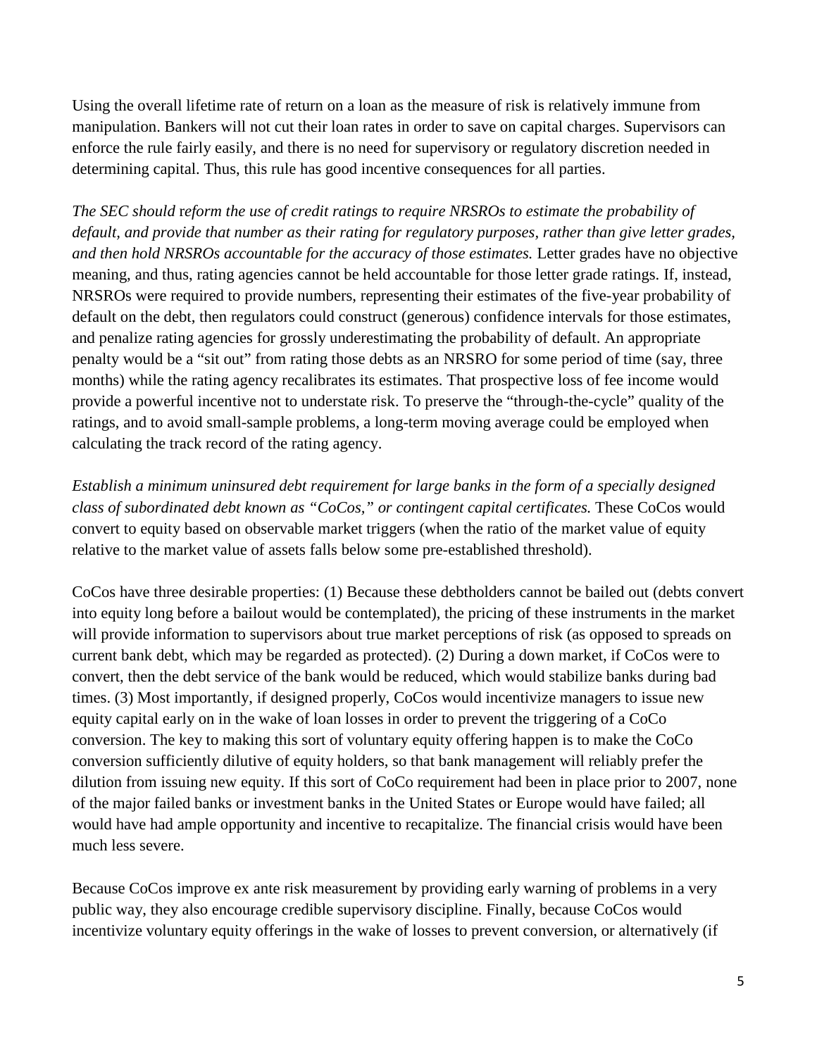Using the overall lifetime rate of return on a loan as the measure of risk is relatively immune from manipulation. Bankers will not cut their loan rates in order to save on capital charges. Supervisors can enforce the rule fairly easily, and there is no need for supervisory or regulatory discretion needed in determining capital. Thus, this rule has good incentive consequences for all parties.

*The SEC should* r*eform the use of credit ratings to require NRSROs to estimate the probability of default, and provide that number as their rating for regulatory purposes, rather than give letter grades, and then hold NRSROs accountable for the accuracy of those estimates.* Letter grades have no objective meaning, and thus, rating agencies cannot be held accountable for those letter grade ratings. If, instead, NRSROs were required to provide numbers, representing their estimates of the five-year probability of default on the debt, then regulators could construct (generous) confidence intervals for those estimates, and penalize rating agencies for grossly underestimating the probability of default. An appropriate penalty would be a "sit out" from rating those debts as an NRSRO for some period of time (say, three months) while the rating agency recalibrates its estimates. That prospective loss of fee income would provide a powerful incentive not to understate risk. To preserve the "through-the-cycle" quality of the ratings, and to avoid small-sample problems, a long-term moving average could be employed when calculating the track record of the rating agency.

*Establish a minimum uninsured debt requirement for large banks in the form of a specially designed class of subordinated debt known as "CoCos," or contingent capital certificates.* These CoCos would convert to equity based on observable market triggers (when the ratio of the market value of equity relative to the market value of assets falls below some pre-established threshold).

CoCos have three desirable properties: (1) Because these debtholders cannot be bailed out (debts convert into equity long before a bailout would be contemplated), the pricing of these instruments in the market will provide information to supervisors about true market perceptions of risk (as opposed to spreads on current bank debt, which may be regarded as protected). (2) During a down market, if CoCos were to convert, then the debt service of the bank would be reduced, which would stabilize banks during bad times. (3) Most importantly, if designed properly, CoCos would incentivize managers to issue new equity capital early on in the wake of loan losses in order to prevent the triggering of a CoCo conversion. The key to making this sort of voluntary equity offering happen is to make the CoCo conversion sufficiently dilutive of equity holders, so that bank management will reliably prefer the dilution from issuing new equity. If this sort of CoCo requirement had been in place prior to 2007, none of the major failed banks or investment banks in the United States or Europe would have failed; all would have had ample opportunity and incentive to recapitalize. The financial crisis would have been much less severe.

Because CoCos improve ex ante risk measurement by providing early warning of problems in a very public way, they also encourage credible supervisory discipline. Finally, because CoCos would incentivize voluntary equity offerings in the wake of losses to prevent conversion, or alternatively (if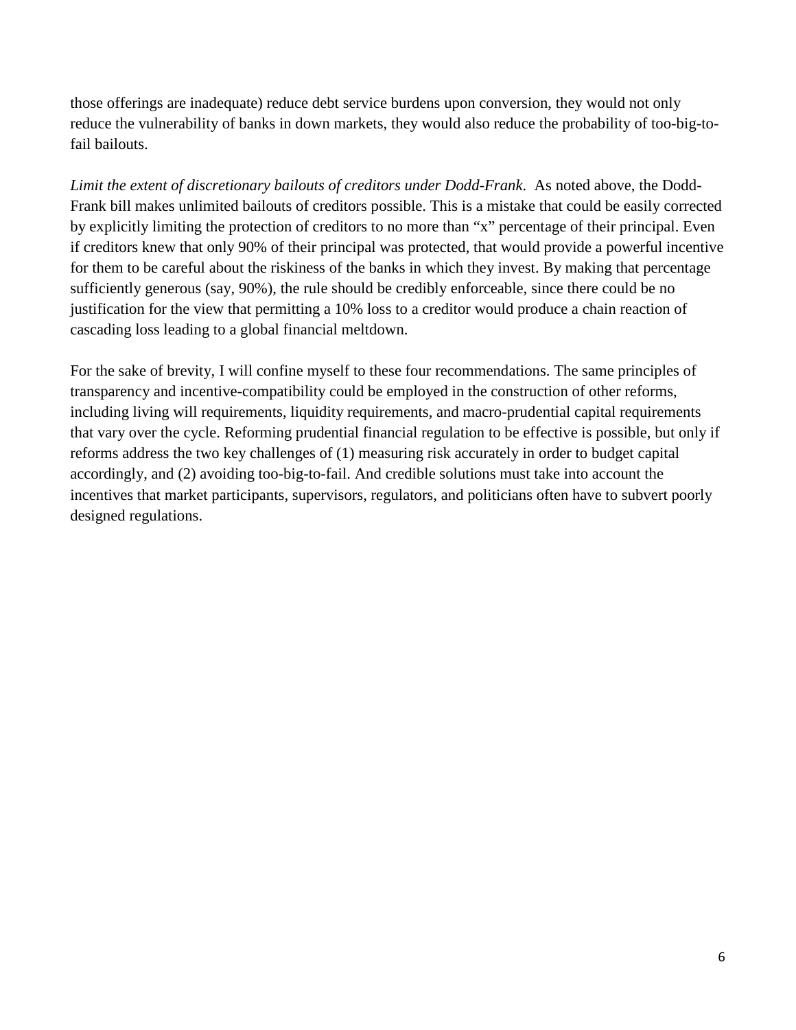those offerings are inadequate) reduce debt service burdens upon conversion, they would not only reduce the vulnerability of banks in down markets, they would also reduce the probability of too-big-to-fail bailouts.

*Limit the extent of discretionary bailouts of creditors under Dodd-Frank.* As noted above, the Dodd-Frank bill makes unlimited bailouts of creditors possible. This is a mistake that could be easily corrected by explicitly limiting the protection of creditors to no more than "x" percentage of their principal. Even if creditors knew that only 90% of their principal was protected, that would provide a powerful incentive for them to be careful about the riskiness of the banks in which they invest. By making that percentage sufficiently generous (say, 90%), the rule should be credibly enforceable, since there could be no justification for the view that permitting a 10% loss to a creditor would produce a chain reaction of cascading loss leading to a global financial meltdown.

For the sake of brevity, I will confine myself to these four recommendations. The same principles of transparency and incentive-compatibility could be employed in the construction of other reforms, including living will requirements, liquidity requirements, and macro-prudential capital requirements that vary over the cycle. Reforming prudential financial regulation to be effective is possible, but only if reforms address the two key challenges of (1) measuring risk accurately in order to budget capital accordingly, and (2) avoiding too-big-to-fail. And credible solutions must take into account the incentives that market participants, supervisors, regulators, and politicians often have to subvert poorly designed regulations.